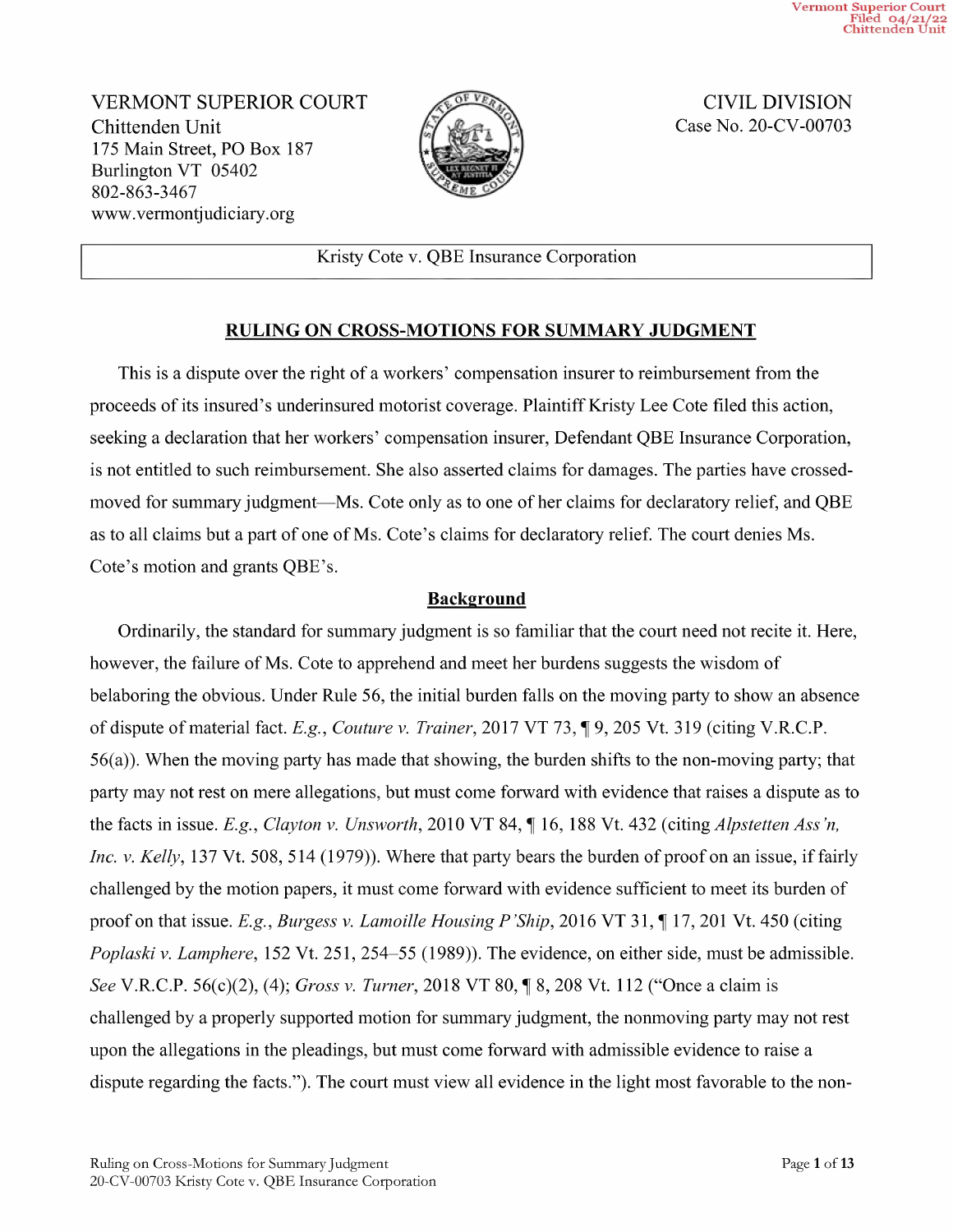Vermont Superior Court
Filed 04/21/22
Chittenden Unit

VERMONT SUPERIOR COURT
Chittenden Unit
175 Main Street, PO Box 187
Burlington VT 05402
802-863-3467
www.vermontjudiciary.org

CIVIL DIVISION
Case No. 20-CV-00703

| Kristy Cote v. QBE Insurance Corporation |
|---|

## RULING ON CROSS-MOTIONS FOR SUMMARY JUDGMENT

This is a dispute over the right of a workers' compensation insurer to reimbursement from the proceeds of its insured's underinsured motorist coverage. Plaintiff Kristy Lee Cote filed this action, seeking a declaration that her workers' compensation insurer, Defendant QBE Insurance Corporation, is not entitled to such reimbursement. She also asserted claims for damages. The parties have crossed-moved for summary judgment—Ms. Cote only as to one of her claims for declaratory relief, and QBE as to all claims but a part of one of Ms. Cote's claims for declaratory relief. The court denies Ms. Cote's motion and grants QBE's.

### Background

Ordinarily, the standard for summary judgment is so familiar that the court need not recite it. Here, however, the failure of Ms. Cote to apprehend and meet her burdens suggests the wisdom of belaboring the obvious. Under Rule 56, the initial burden falls on the moving party to show an absence of dispute of material fact. *E.g.*, *Couture v. Trainer*, 2017 VT 73, ¶ 9, 205 Vt. 319 (citing V.R.C.P. 56(a)). When the moving party has made that showing, the burden shifts to the non-moving party; that party may not rest on mere allegations, but must come forward with evidence that raises a dispute as to the facts in issue. *E.g.*, *Clayton v. Unsworth*, 2010 VT 84, ¶ 16, 188 Vt. 432 (citing *Alpstetten Ass'n, Inc. v. Kelly*, 137 Vt. 508, 514 (1979)). Where that party bears the burden of proof on an issue, if fairly challenged by the motion papers, it must come forward with evidence sufficient to meet its burden of proof on that issue. *E.g.*, *Burgess v. Lamoille Housing P'Ship*, 2016 VT 31, ¶ 17, 201 Vt. 450 (citing *Poplaski v. Lamphere*, 152 Vt. 251, 254–55 (1989)). The evidence, on either side, must be admissible. *See* V.R.C.P. 56(c)(2), (4); *Gross v. Turner*, 2018 VT 80, ¶ 8, 208 Vt. 112 ("Once a claim is challenged by a properly supported motion for summary judgment, the nonmoving party may not rest upon the allegations in the pleadings, but must come forward with admissible evidence to raise a dispute regarding the facts."). The court must view all evidence in the light most favorable to the non-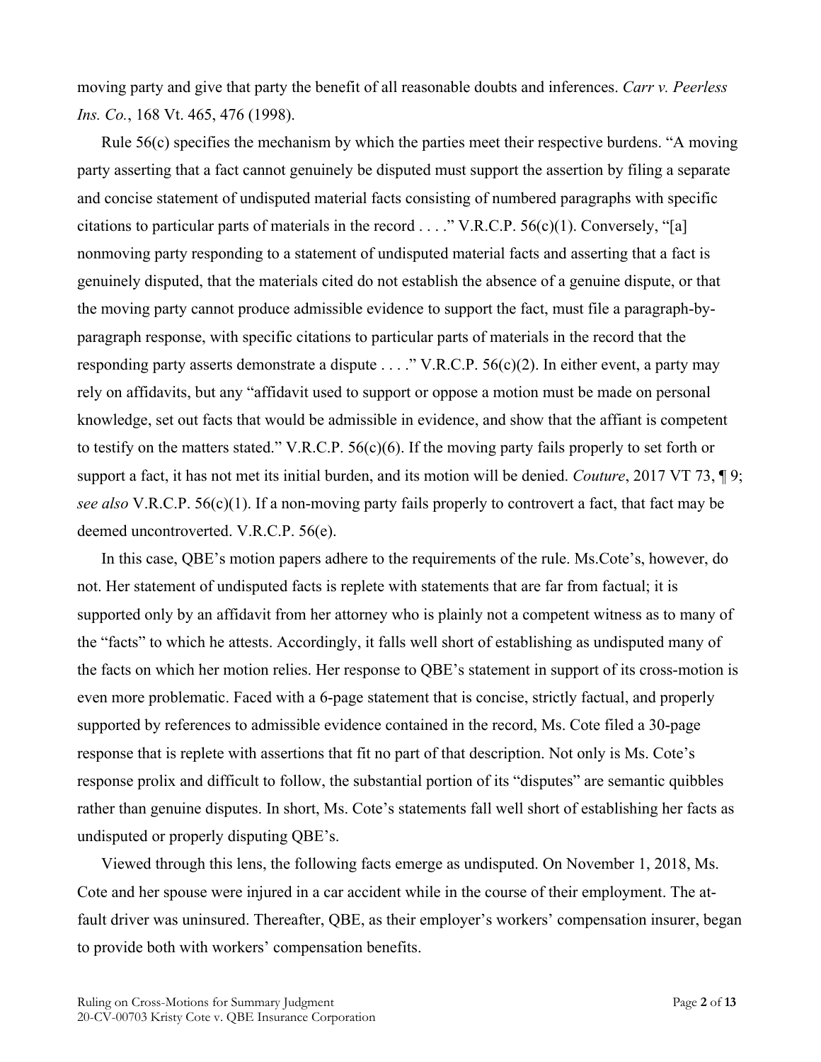moving party and give that party the benefit of all reasonable doubts and inferences. *Carr v. Peerless Ins. Co.*, 168 Vt. 465, 476 (1998).

Rule 56(c) specifies the mechanism by which the parties meet their respective burdens. "A moving party asserting that a fact cannot genuinely be disputed must support the assertion by filing a separate and concise statement of undisputed material facts consisting of numbered paragraphs with specific citations to particular parts of materials in the record . . . ." V.R.C.P. 56(c)(1). Conversely, "[a] nonmoving party responding to a statement of undisputed material facts and asserting that a fact is genuinely disputed, that the materials cited do not establish the absence of a genuine dispute, or that the moving party cannot produce admissible evidence to support the fact, must file a paragraph-by-paragraph response, with specific citations to particular parts of materials in the record that the responding party asserts demonstrate a dispute . . . ." V.R.C.P. 56(c)(2). In either event, a party may rely on affidavits, but any "affidavit used to support or oppose a motion must be made on personal knowledge, set out facts that would be admissible in evidence, and show that the affiant is competent to testify on the matters stated." V.R.C.P. 56(c)(6). If the moving party fails properly to set forth or support a fact, it has not met its initial burden, and its motion will be denied. *Couture*, 2017 VT 73, ¶ 9; *see also* V.R.C.P. 56(c)(1). If a non-moving party fails properly to controvert a fact, that fact may be deemed uncontroverted. V.R.C.P. 56(e).

In this case, QBE's motion papers adhere to the requirements of the rule. Ms.Cote's, however, do not. Her statement of undisputed facts is replete with statements that are far from factual; it is supported only by an affidavit from her attorney who is plainly not a competent witness as to many of the "facts" to which he attests. Accordingly, it falls well short of establishing as undisputed many of the facts on which her motion relies. Her response to QBE's statement in support of its cross-motion is even more problematic. Faced with a 6-page statement that is concise, strictly factual, and properly supported by references to admissible evidence contained in the record, Ms. Cote filed a 30-page response that is replete with assertions that fit no part of that description. Not only is Ms. Cote's response prolix and difficult to follow, the substantial portion of its "disputes" are semantic quibbles rather than genuine disputes. In short, Ms. Cote's statements fall well short of establishing her facts as undisputed or properly disputing QBE's.

Viewed through this lens, the following facts emerge as undisputed. On November 1, 2018, Ms. Cote and her spouse were injured in a car accident while in the course of their employment. The at-fault driver was uninsured. Thereafter, QBE, as their employer's workers' compensation insurer, began to provide both with workers' compensation benefits.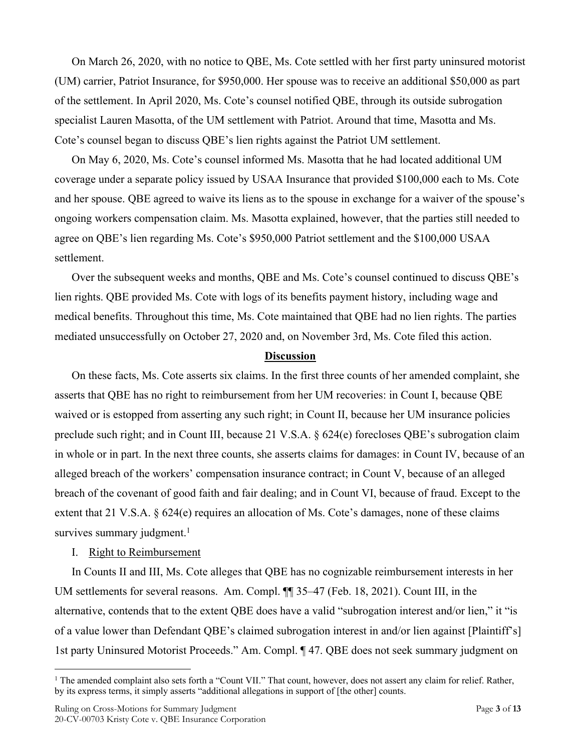On March 26, 2020, with no notice to QBE, Ms. Cote settled with her first party uninsured motorist (UM) carrier, Patriot Insurance, for $950,000. Her spouse was to receive an additional $50,000 as part of the settlement. In April 2020, Ms. Cote's counsel notified QBE, through its outside subrogation specialist Lauren Masotta, of the UM settlement with Patriot. Around that time, Masotta and Ms. Cote's counsel began to discuss QBE's lien rights against the Patriot UM settlement.

On May 6, 2020, Ms. Cote's counsel informed Ms. Masotta that he had located additional UM coverage under a separate policy issued by USAA Insurance that provided $100,000 each to Ms. Cote and her spouse. QBE agreed to waive its liens as to the spouse in exchange for a waiver of the spouse's ongoing workers compensation claim. Ms. Masotta explained, however, that the parties still needed to agree on QBE's lien regarding Ms. Cote's $950,000 Patriot settlement and the $100,000 USAA settlement.

Over the subsequent weeks and months, QBE and Ms. Cote's counsel continued to discuss QBE's lien rights. QBE provided Ms. Cote with logs of its benefits payment history, including wage and medical benefits. Throughout this time, Ms. Cote maintained that QBE had no lien rights. The parties mediated unsuccessfully on October 27, 2020 and, on November 3rd, Ms. Cote filed this action.

## **Discussion**

On these facts, Ms. Cote asserts six claims. In the first three counts of her amended complaint, she asserts that QBE has no right to reimbursement from her UM recoveries: in Count I, because QBE waived or is estopped from asserting any such right; in Count II, because her UM insurance policies preclude such right; and in Count III, because 21 V.S.A. § 624(e) forecloses QBE's subrogation claim in whole or in part. In the next three counts, she asserts claims for damages: in Count IV, because of an alleged breach of the workers' compensation insurance contract; in Count V, because of an alleged breach of the covenant of good faith and fair dealing; and in Count VI, because of fraud. Except to the extent that 21 V.S.A. § 624(e) requires an allocation of Ms. Cote's damages, none of these claims survives summary judgment.[1]

### I. Right to Reimbursement

In Counts II and III, Ms. Cote alleges that QBE has no cognizable reimbursement interests in her UM settlements for several reasons. Am. Compl. ¶¶ 35–47 (Feb. 18, 2021). Count III, in the alternative, contends that to the extent QBE does have a valid "subrogation interest and/or lien," it "is of a value lower than Defendant QBE's claimed subrogation interest in and/or lien against [Plaintiff's] 1st party Uninsured Motorist Proceeds." Am. Compl. ¶ 47. QBE does not seek summary judgment on

---

[1] The amended complaint also sets forth a "Count VII." That count, however, does not assert any claim for relief. Rather, by its express terms, it simply asserts "additional allegations in support of [the other] counts.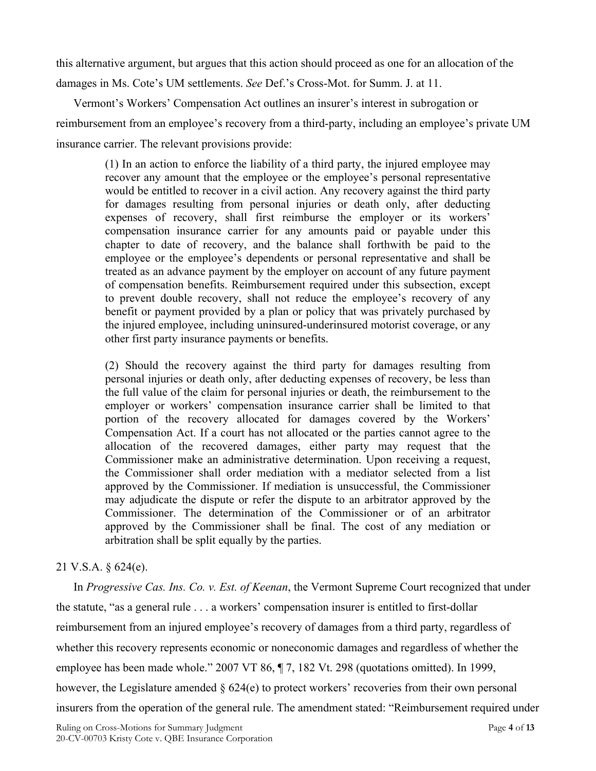this alternative argument, but argues that this action should proceed as one for an allocation of the damages in Ms. Cote's UM settlements. *See* Def.'s Cross-Mot. for Summ. J. at 11.

Vermont's Workers' Compensation Act outlines an insurer's interest in subrogation or reimbursement from an employee's recovery from a third-party, including an employee's private UM insurance carrier. The relevant provisions provide:

> (1) In an action to enforce the liability of a third party, the injured employee may recover any amount that the employee or the employee's personal representative would be entitled to recover in a civil action. Any recovery against the third party for damages resulting from personal injuries or death only, after deducting expenses of recovery, shall first reimburse the employer or its workers' compensation insurance carrier for any amounts paid or payable under this chapter to date of recovery, and the balance shall forthwith be paid to the employee or the employee's dependents or personal representative and shall be treated as an advance payment by the employer on account of any future payment of compensation benefits. Reimbursement required under this subsection, except to prevent double recovery, shall not reduce the employee's recovery of any benefit or payment provided by a plan or policy that was privately purchased by the injured employee, including uninsured-underinsured motorist coverage, or any other first party insurance payments or benefits.
>
> (2) Should the recovery against the third party for damages resulting from personal injuries or death only, after deducting expenses of recovery, be less than the full value of the claim for personal injuries or death, the reimbursement to the employer or workers' compensation insurance carrier shall be limited to that portion of the recovery allocated for damages covered by the Workers' Compensation Act. If a court has not allocated or the parties cannot agree to the allocation of the recovered damages, either party may request that the Commissioner make an administrative determination. Upon receiving a request, the Commissioner shall order mediation with a mediator selected from a list approved by the Commissioner. If mediation is unsuccessful, the Commissioner may adjudicate the dispute or refer the dispute to an arbitrator approved by the Commissioner. The determination of the Commissioner or of an arbitrator approved by the Commissioner shall be final. The cost of any mediation or arbitration shall be split equally by the parties.

21 V.S.A. § 624(e).

In *Progressive Cas. Ins. Co. v. Est. of Keenan*, the Vermont Supreme Court recognized that under the statute, "as a general rule . . . a workers' compensation insurer is entitled to first-dollar reimbursement from an injured employee's recovery of damages from a third party, regardless of whether this recovery represents economic or noneconomic damages and regardless of whether the employee has been made whole." 2007 VT 86, ¶ 7, 182 Vt. 298 (quotations omitted). In 1999, however, the Legislature amended § 624(e) to protect workers' recoveries from their own personal insurers from the operation of the general rule. The amendment stated: "Reimbursement required under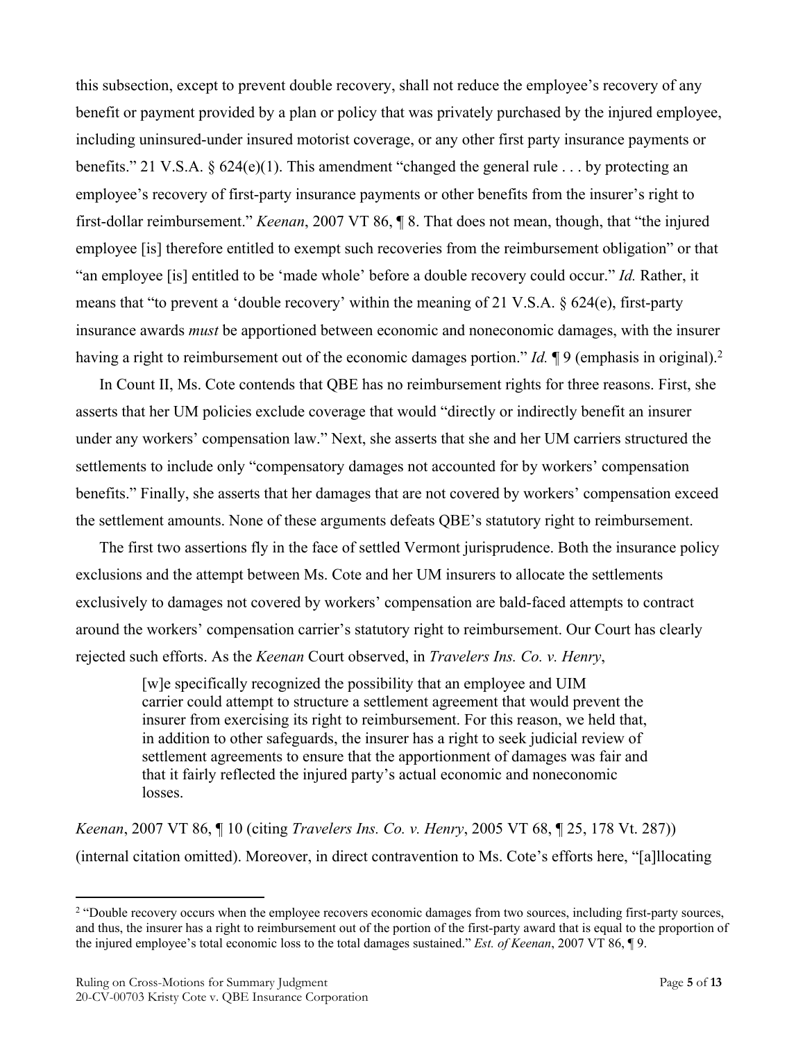this subsection, except to prevent double recovery, shall not reduce the employee's recovery of any benefit or payment provided by a plan or policy that was privately purchased by the injured employee, including uninsured-under insured motorist coverage, or any other first party insurance payments or benefits." 21 V.S.A. § 624(e)(1). This amendment "changed the general rule . . . by protecting an employee's recovery of first-party insurance payments or other benefits from the insurer's right to first-dollar reimbursement." *Keenan*, 2007 VT 86, ¶ 8. That does not mean, though, that "the injured employee [is] therefore entitled to exempt such recoveries from the reimbursement obligation" or that "an employee [is] entitled to be 'made whole' before a double recovery could occur." *Id.* Rather, it means that "to prevent a 'double recovery' within the meaning of 21 V.S.A. § 624(e), first-party insurance awards *must* be apportioned between economic and noneconomic damages, with the insurer having a right to reimbursement out of the economic damages portion." *Id.* ¶ 9 (emphasis in original).[2]

In Count II, Ms. Cote contends that QBE has no reimbursement rights for three reasons. First, she asserts that her UM policies exclude coverage that would "directly or indirectly benefit an insurer under any workers' compensation law." Next, she asserts that she and her UM carriers structured the settlements to include only "compensatory damages not accounted for by workers' compensation benefits." Finally, she asserts that her damages that are not covered by workers' compensation exceed the settlement amounts. None of these arguments defeats QBE's statutory right to reimbursement.

The first two assertions fly in the face of settled Vermont jurisprudence. Both the insurance policy exclusions and the attempt between Ms. Cote and her UM insurers to allocate the settlements exclusively to damages not covered by workers' compensation are bald-faced attempts to contract around the workers' compensation carrier's statutory right to reimbursement. Our Court has clearly rejected such efforts. As the *Keenan* Court observed, in *Travelers Ins. Co. v. Henry*,

> [w]e specifically recognized the possibility that an employee and UIM carrier could attempt to structure a settlement agreement that would prevent the insurer from exercising its right to reimbursement. For this reason, we held that, in addition to other safeguards, the insurer has a right to seek judicial review of settlement agreements to ensure that the apportionment of damages was fair and that it fairly reflected the injured party's actual economic and noneconomic losses.

*Keenan*, 2007 VT 86, ¶ 10 (citing *Travelers Ins. Co. v. Henry*, 2005 VT 68, ¶ 25, 178 Vt. 287)) (internal citation omitted). Moreover, in direct contravention to Ms. Cote's efforts here, "[a]llocating

[2] "Double recovery occurs when the employee recovers economic damages from two sources, including first-party sources, and thus, the insurer has a right to reimbursement out of the portion of the first-party award that is equal to the proportion of the injured employee's total economic loss to the total damages sustained." *Est. of Keenan*, 2007 VT 86, ¶ 9.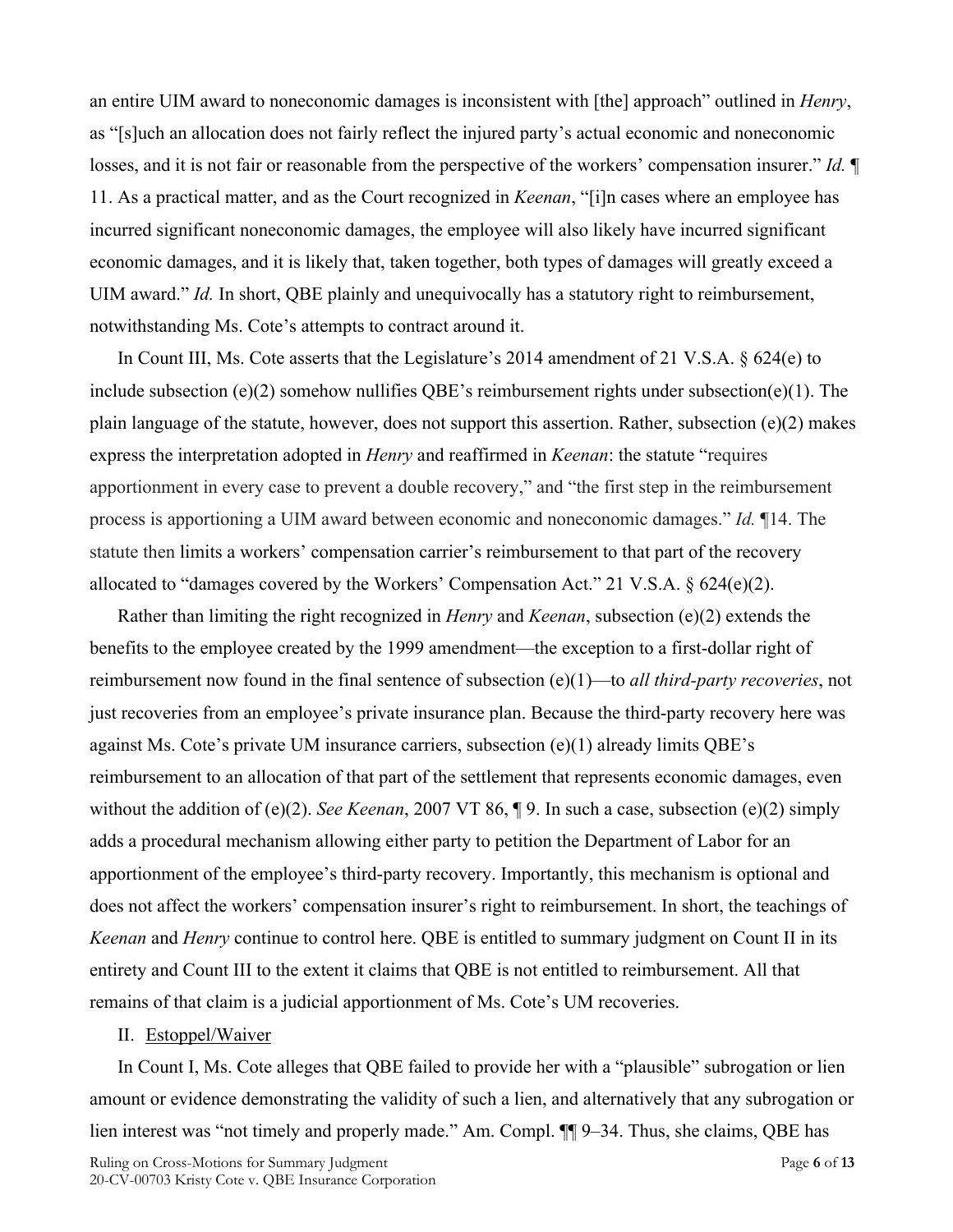an entire UIM award to noneconomic damages is inconsistent with [the] approach" outlined in *Henry*, as "[s]uch an allocation does not fairly reflect the injured party's actual economic and noneconomic losses, and it is not fair or reasonable from the perspective of the workers' compensation insurer." *Id.* ¶ 11. As a practical matter, and as the Court recognized in *Keenan*, "[i]n cases where an employee has incurred significant noneconomic damages, the employee will also likely have incurred significant economic damages, and it is likely that, taken together, both types of damages will greatly exceed a UIM award." *Id.* In short, QBE plainly and unequivocally has a statutory right to reimbursement, notwithstanding Ms. Cote's attempts to contract around it.

In Count III, Ms. Cote asserts that the Legislature's 2014 amendment of 21 V.S.A. § 624(e) to include subsection (e)(2) somehow nullifies QBE's reimbursement rights under subsection(e)(1). The plain language of the statute, however, does not support this assertion. Rather, subsection (e)(2) makes express the interpretation adopted in *Henry* and reaffirmed in *Keenan*: the statute "requires apportionment in every case to prevent a double recovery," and "the first step in the reimbursement process is apportioning a UIM award between economic and noneconomic damages." *Id.* ¶14. The statute then limits a workers' compensation carrier's reimbursement to that part of the recovery allocated to "damages covered by the Workers' Compensation Act." 21 V.S.A. § 624(e)(2).

Rather than limiting the right recognized in *Henry* and *Keenan*, subsection (e)(2) extends the benefits to the employee created by the 1999 amendment—the exception to a first-dollar right of reimbursement now found in the final sentence of subsection (e)(1)—to *all third-party recoveries*, not just recoveries from an employee's private insurance plan. Because the third-party recovery here was against Ms. Cote's private UM insurance carriers, subsection (e)(1) already limits QBE's reimbursement to an allocation of that part of the settlement that represents economic damages, even without the addition of (e)(2). *See Keenan*, 2007 VT 86, ¶ 9. In such a case, subsection (e)(2) simply adds a procedural mechanism allowing either party to petition the Department of Labor for an apportionment of the employee's third-party recovery. Importantly, this mechanism is optional and does not affect the workers' compensation insurer's right to reimbursement. In short, the teachings of *Keenan* and *Henry* continue to control here. QBE is entitled to summary judgment on Count II in its entirety and Count III to the extent it claims that QBE is not entitled to reimbursement. All that remains of that claim is a judicial apportionment of Ms. Cote's UM recoveries.

## II. Estoppel/Waiver

In Count I, Ms. Cote alleges that QBE failed to provide her with a "plausible" subrogation or lien amount or evidence demonstrating the validity of such a lien, and alternatively that any subrogation or lien interest was "not timely and properly made." Am. Compl. ¶¶ 9–34. Thus, she claims, QBE has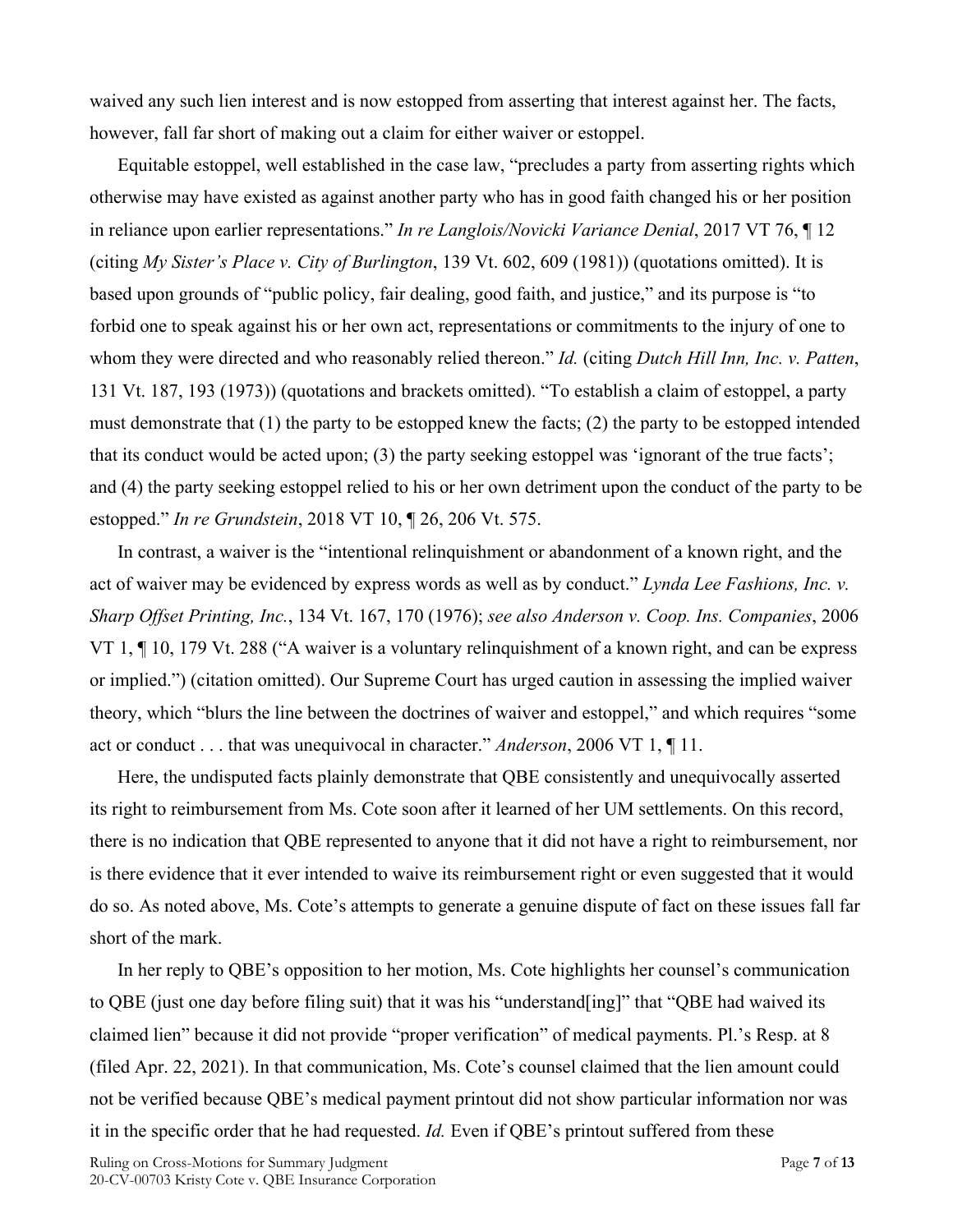waived any such lien interest and is now estopped from asserting that interest against her. The facts, however, fall far short of making out a claim for either waiver or estoppel.

Equitable estoppel, well established in the case law, "precludes a party from asserting rights which otherwise may have existed as against another party who has in good faith changed his or her position in reliance upon earlier representations." *In re Langlois/Novicki Variance Denial*, 2017 VT 76, ¶ 12 (citing *My Sister's Place v. City of Burlington*, 139 Vt. 602, 609 (1981)) (quotations omitted). It is based upon grounds of "public policy, fair dealing, good faith, and justice," and its purpose is "to forbid one to speak against his or her own act, representations or commitments to the injury of one to whom they were directed and who reasonably relied thereon." *Id.* (citing *Dutch Hill Inn, Inc. v. Patten*, 131 Vt. 187, 193 (1973)) (quotations and brackets omitted). "To establish a claim of estoppel, a party must demonstrate that (1) the party to be estopped knew the facts; (2) the party to be estopped intended that its conduct would be acted upon; (3) the party seeking estoppel was 'ignorant of the true facts'; and (4) the party seeking estoppel relied to his or her own detriment upon the conduct of the party to be estopped." *In re Grundstein*, 2018 VT 10, ¶ 26, 206 Vt. 575.

In contrast, a waiver is the "intentional relinquishment or abandonment of a known right, and the act of waiver may be evidenced by express words as well as by conduct." *Lynda Lee Fashions, Inc. v. Sharp Offset Printing, Inc.*, 134 Vt. 167, 170 (1976); *see also Anderson v. Coop. Ins. Companies*, 2006 VT 1, ¶ 10, 179 Vt. 288 ("A waiver is a voluntary relinquishment of a known right, and can be express or implied.") (citation omitted). Our Supreme Court has urged caution in assessing the implied waiver theory, which "blurs the line between the doctrines of waiver and estoppel," and which requires "some act or conduct . . . that was unequivocal in character." *Anderson*, 2006 VT 1, ¶ 11.

Here, the undisputed facts plainly demonstrate that QBE consistently and unequivocally asserted its right to reimbursement from Ms. Cote soon after it learned of her UM settlements. On this record, there is no indication that QBE represented to anyone that it did not have a right to reimbursement, nor is there evidence that it ever intended to waive its reimbursement right or even suggested that it would do so. As noted above, Ms. Cote's attempts to generate a genuine dispute of fact on these issues fall far short of the mark.

In her reply to QBE's opposition to her motion, Ms. Cote highlights her counsel's communication to QBE (just one day before filing suit) that it was his "understand[ing]" that "QBE had waived its claimed lien" because it did not provide "proper verification" of medical payments. Pl.'s Resp. at 8 (filed Apr. 22, 2021). In that communication, Ms. Cote's counsel claimed that the lien amount could not be verified because QBE's medical payment printout did not show particular information nor was it in the specific order that he had requested. *Id.* Even if QBE's printout suffered from these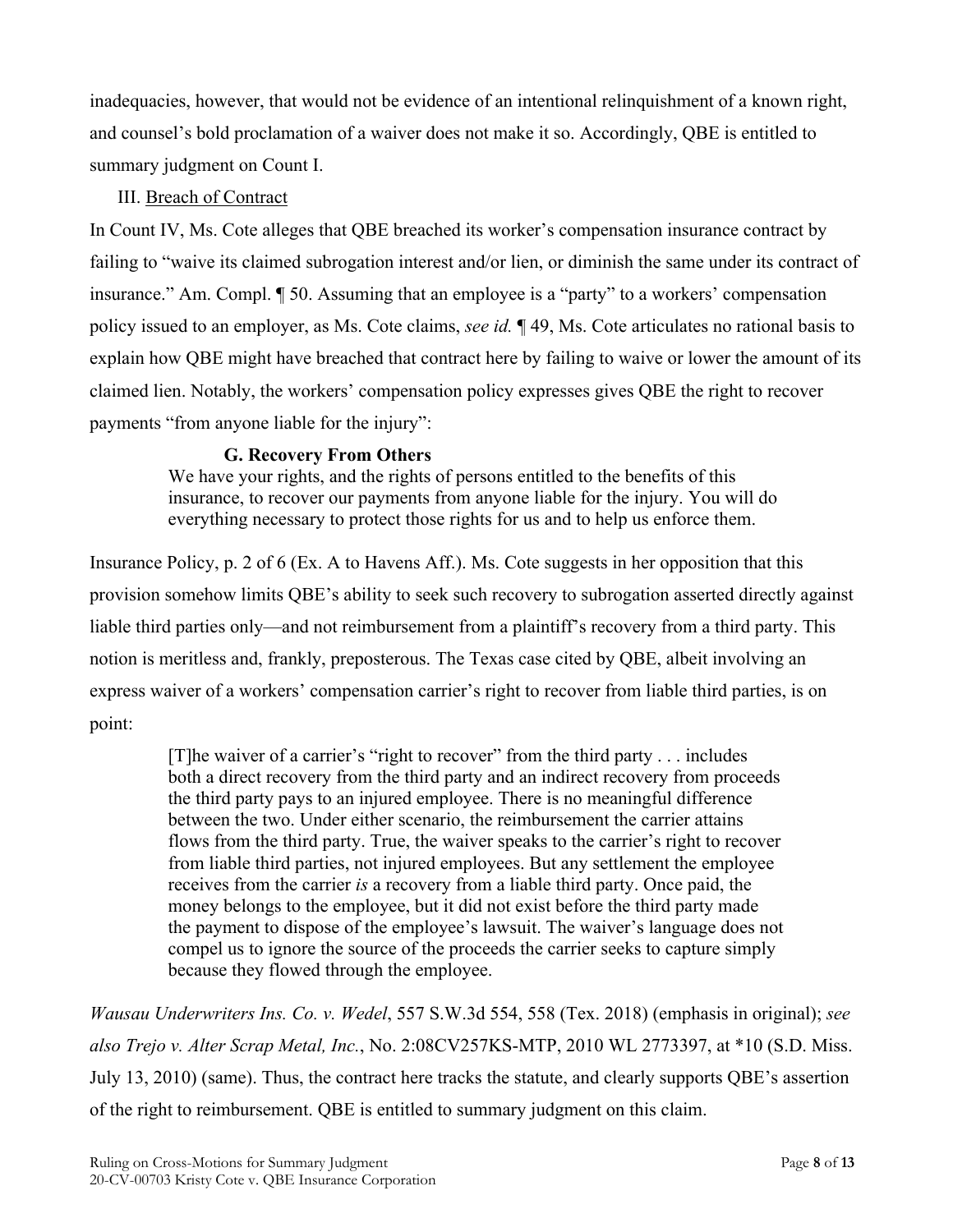inadequacies, however, that would not be evidence of an intentional relinquishment of a known right, and counsel's bold proclamation of a waiver does not make it so. Accordingly, QBE is entitled to summary judgment on Count I.

III. <u>Breach of Contract</u>

In Count IV, Ms. Cote alleges that QBE breached its worker's compensation insurance contract by failing to "waive its claimed subrogation interest and/or lien, or diminish the same under its contract of insurance." Am. Compl. ¶ 50. Assuming that an employee is a "party" to a workers' compensation policy issued to an employer, as Ms. Cote claims, *see id.* ¶ 49, Ms. Cote articulates no rational basis to explain how QBE might have breached that contract here by failing to waive or lower the amount of its claimed lien. Notably, the workers' compensation policy expresses gives QBE the right to recover payments "from anyone liable for the injury":

> **G. Recovery From Others**
> We have your rights, and the rights of persons entitled to the benefits of this insurance, to recover our payments from anyone liable for the injury. You will do everything necessary to protect those rights for us and to help us enforce them.

Insurance Policy, p. 2 of 6 (Ex. A to Havens Aff.). Ms. Cote suggests in her opposition that this provision somehow limits QBE's ability to seek such recovery to subrogation asserted directly against liable third parties only—and not reimbursement from a plaintiff's recovery from a third party. This notion is meritless and, frankly, preposterous. The Texas case cited by QBE, albeit involving an express waiver of a workers' compensation carrier's right to recover from liable third parties, is on point:

> [T]he waiver of a carrier's "right to recover" from the third party . . . includes both a direct recovery from the third party and an indirect recovery from proceeds the third party pays to an injured employee. There is no meaningful difference between the two. Under either scenario, the reimbursement the carrier attains flows from the third party. True, the waiver speaks to the carrier's right to recover from liable third parties, not injured employees. But any settlement the employee receives from the carrier *is* a recovery from a liable third party. Once paid, the money belongs to the employee, but it did not exist before the third party made the payment to dispose of the employee's lawsuit. The waiver's language does not compel us to ignore the source of the proceeds the carrier seeks to capture simply because they flowed through the employee.

*Wausau Underwriters Ins. Co. v. Wedel*, 557 S.W.3d 554, 558 (Tex. 2018) (emphasis in original); *see also Trejo v. Alter Scrap Metal, Inc.*, No. 2:08CV257KS-MTP, 2010 WL 2773397, at *10 (S.D. Miss. July 13, 2010) (same). Thus, the contract here tracks the statute, and clearly supports QBE's assertion of the right to reimbursement. QBE is entitled to summary judgment on this claim.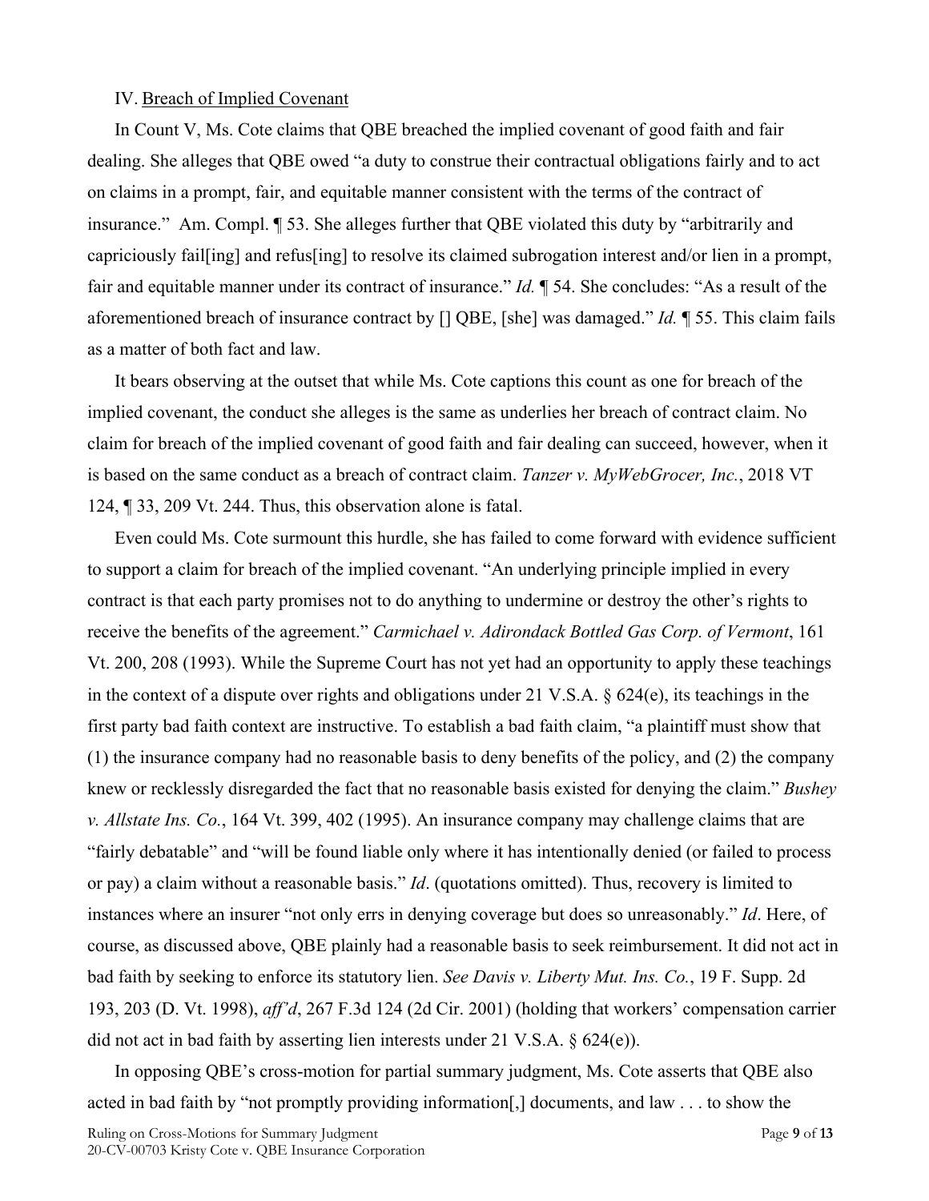IV. Breach of Implied Covenant

In Count V, Ms. Cote claims that QBE breached the implied covenant of good faith and fair dealing. She alleges that QBE owed "a duty to construe their contractual obligations fairly and to act on claims in a prompt, fair, and equitable manner consistent with the terms of the contract of insurance." Am. Compl. ¶ 53. She alleges further that QBE violated this duty by "arbitrarily and capriciously fail[ing] and refus[ing] to resolve its claimed subrogation interest and/or lien in a prompt, fair and equitable manner under its contract of insurance." *Id.* ¶ 54. She concludes: "As a result of the aforementioned breach of insurance contract by [] QBE, [she] was damaged." *Id.* ¶ 55. This claim fails as a matter of both fact and law.

It bears observing at the outset that while Ms. Cote captions this count as one for breach of the implied covenant, the conduct she alleges is the same as underlies her breach of contract claim. No claim for breach of the implied covenant of good faith and fair dealing can succeed, however, when it is based on the same conduct as a breach of contract claim. *Tanzer v. MyWebGrocer, Inc.*, 2018 VT 124, ¶ 33, 209 Vt. 244. Thus, this observation alone is fatal.

Even could Ms. Cote surmount this hurdle, she has failed to come forward with evidence sufficient to support a claim for breach of the implied covenant. "An underlying principle implied in every contract is that each party promises not to do anything to undermine or destroy the other's rights to receive the benefits of the agreement." *Carmichael v. Adirondack Bottled Gas Corp. of Vermont*, 161 Vt. 200, 208 (1993). While the Supreme Court has not yet had an opportunity to apply these teachings in the context of a dispute over rights and obligations under 21 V.S.A. § 624(e), its teachings in the first party bad faith context are instructive. To establish a bad faith claim, "a plaintiff must show that (1) the insurance company had no reasonable basis to deny benefits of the policy, and (2) the company knew or recklessly disregarded the fact that no reasonable basis existed for denying the claim." *Bushey v. Allstate Ins. Co.*, 164 Vt. 399, 402 (1995). An insurance company may challenge claims that are "fairly debatable" and "will be found liable only where it has intentionally denied (or failed to process or pay) a claim without a reasonable basis." *Id*. (quotations omitted). Thus, recovery is limited to instances where an insurer "not only errs in denying coverage but does so unreasonably." *Id*. Here, of course, as discussed above, QBE plainly had a reasonable basis to seek reimbursement. It did not act in bad faith by seeking to enforce its statutory lien. *See Davis v. Liberty Mut. Ins. Co.*, 19 F. Supp. 2d 193, 203 (D. Vt. 1998), *aff'd*, 267 F.3d 124 (2d Cir. 2001) (holding that workers' compensation carrier did not act in bad faith by asserting lien interests under 21 V.S.A. § 624(e)).

In opposing QBE's cross-motion for partial summary judgment, Ms. Cote asserts that QBE also acted in bad faith by "not promptly providing information[,] documents, and law . . . to show the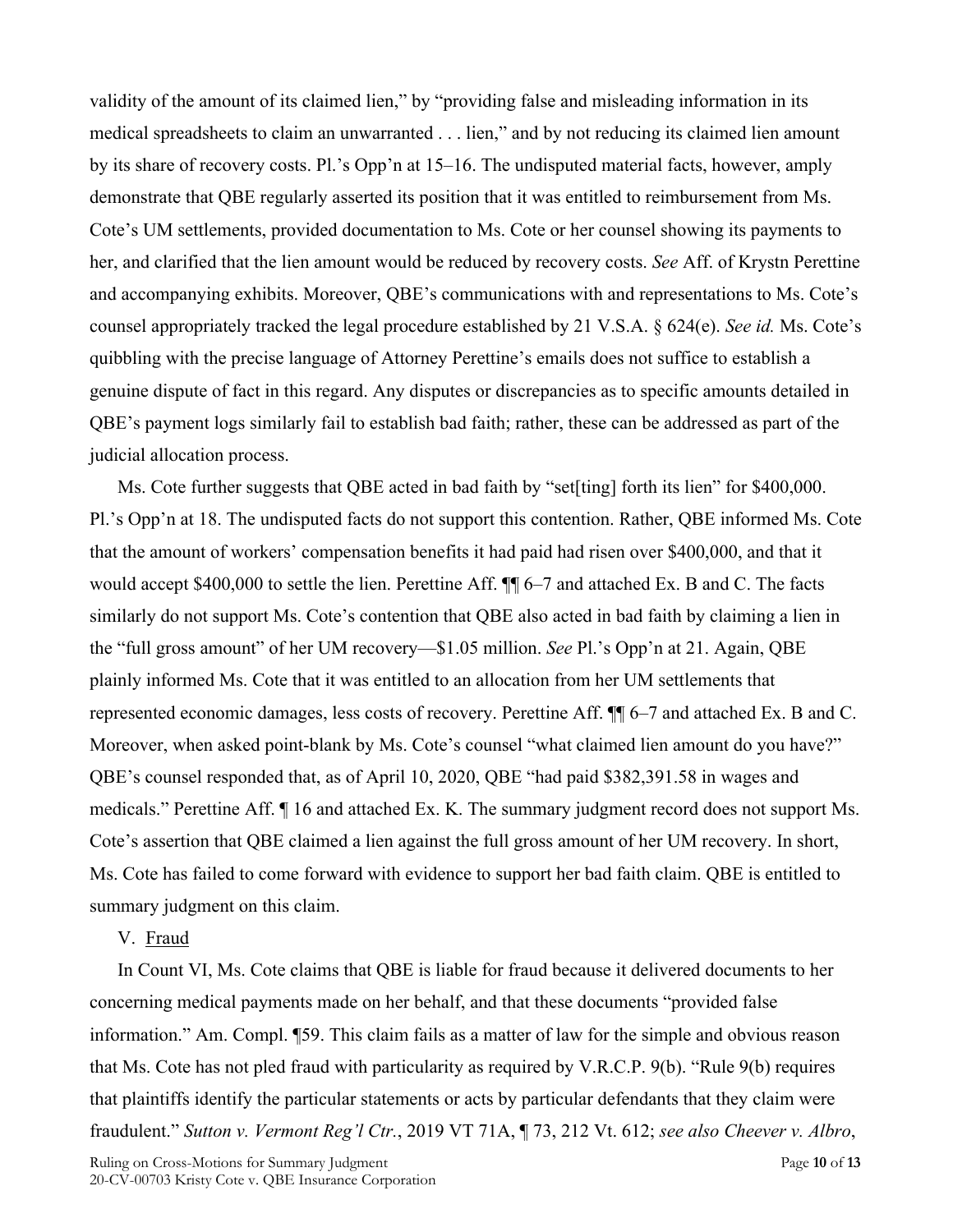validity of the amount of its claimed lien," by "providing false and misleading information in its medical spreadsheets to claim an unwarranted . . . lien," and by not reducing its claimed lien amount by its share of recovery costs. Pl.'s Opp'n at 15–16. The undisputed material facts, however, amply demonstrate that QBE regularly asserted its position that it was entitled to reimbursement from Ms. Cote's UM settlements, provided documentation to Ms. Cote or her counsel showing its payments to her, and clarified that the lien amount would be reduced by recovery costs. *See* Aff. of Krystn Perettine and accompanying exhibits. Moreover, QBE's communications with and representations to Ms. Cote's counsel appropriately tracked the legal procedure established by 21 V.S.A. § 624(e). *See id.* Ms. Cote's quibbling with the precise language of Attorney Perettine's emails does not suffice to establish a genuine dispute of fact in this regard. Any disputes or discrepancies as to specific amounts detailed in QBE's payment logs similarly fail to establish bad faith; rather, these can be addressed as part of the judicial allocation process.

Ms. Cote further suggests that QBE acted in bad faith by "set[ting] forth its lien" for $400,000. Pl.'s Opp'n at 18. The undisputed facts do not support this contention. Rather, QBE informed Ms. Cote that the amount of workers' compensation benefits it had paid had risen over $400,000, and that it would accept $400,000 to settle the lien. Perettine Aff. ¶¶ 6–7 and attached Ex. B and C. The facts similarly do not support Ms. Cote's contention that QBE also acted in bad faith by claiming a lien in the "full gross amount" of her UM recovery—$1.05 million. *See* Pl.'s Opp'n at 21. Again, QBE plainly informed Ms. Cote that it was entitled to an allocation from her UM settlements that represented economic damages, less costs of recovery. Perettine Aff. ¶¶ 6–7 and attached Ex. B and C. Moreover, when asked point-blank by Ms. Cote's counsel "what claimed lien amount do you have?" QBE's counsel responded that, as of April 10, 2020, QBE "had paid $382,391.58 in wages and medicals." Perettine Aff. ¶ 16 and attached Ex. K. The summary judgment record does not support Ms. Cote's assertion that QBE claimed a lien against the full gross amount of her UM recovery. In short, Ms. Cote has failed to come forward with evidence to support her bad faith claim. QBE is entitled to summary judgment on this claim.

V. Fraud

In Count VI, Ms. Cote claims that QBE is liable for fraud because it delivered documents to her concerning medical payments made on her behalf, and that these documents "provided false information." Am. Compl. ¶59. This claim fails as a matter of law for the simple and obvious reason that Ms. Cote has not pled fraud with particularity as required by V.R.C.P. 9(b). "Rule 9(b) requires that plaintiffs identify the particular statements or acts by particular defendants that they claim were fraudulent." *Sutton v. Vermont Reg'l Ctr.*, 2019 VT 71A, ¶ 73, 212 Vt. 612; *see also Cheever v. Albro*,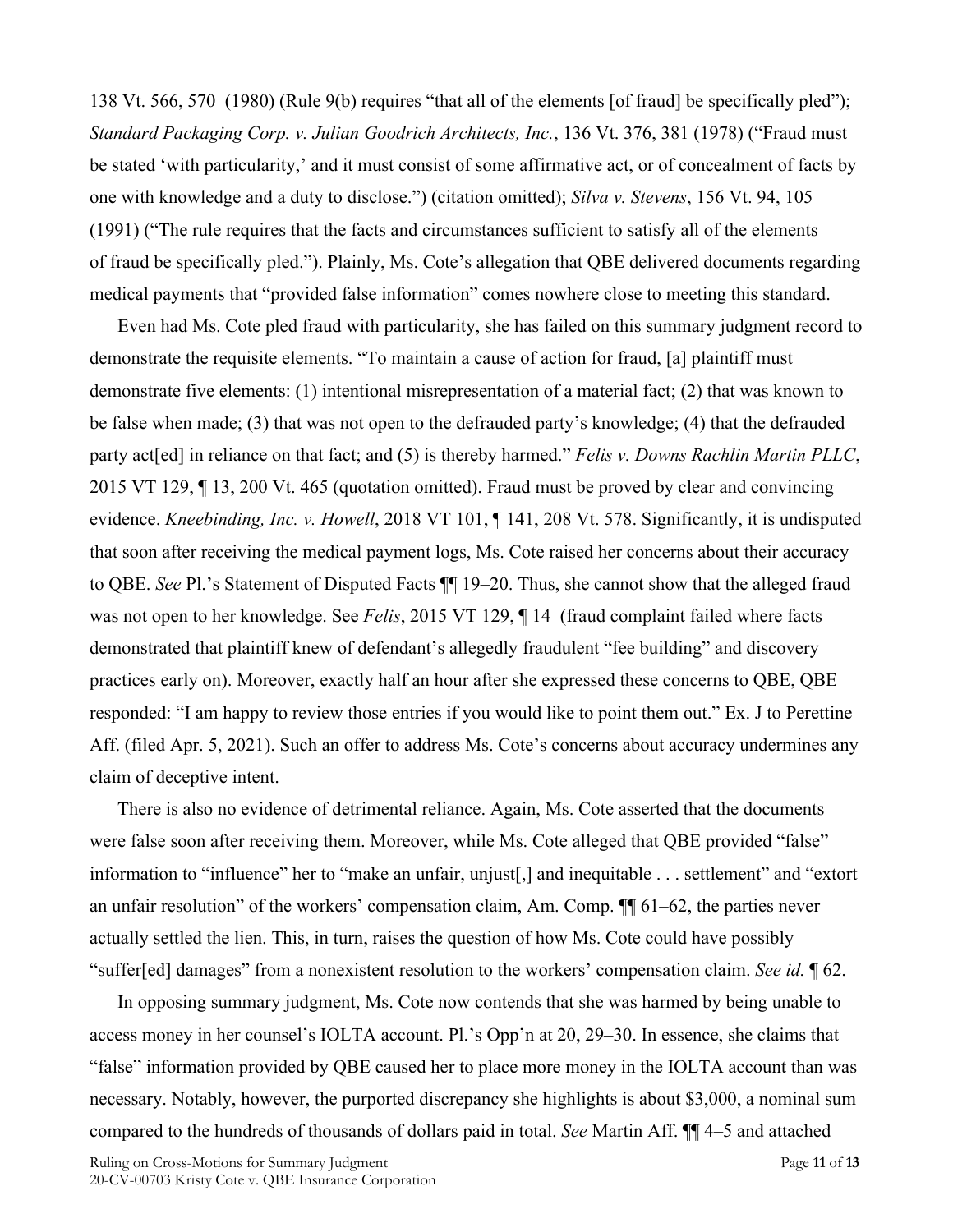138 Vt. 566, 570 (1980) (Rule 9(b) requires "that all of the elements [of fraud] be specifically pled"); *Standard Packaging Corp. v. Julian Goodrich Architects, Inc.*, 136 Vt. 376, 381 (1978) ("Fraud must be stated 'with particularity,' and it must consist of some affirmative act, or of concealment of facts by one with knowledge and a duty to disclose.") (citation omitted); *Silva v. Stevens*, 156 Vt. 94, 105 (1991) ("The rule requires that the facts and circumstances sufficient to satisfy all of the elements of fraud be specifically pled."). Plainly, Ms. Cote's allegation that QBE delivered documents regarding medical payments that "provided false information" comes nowhere close to meeting this standard.

Even had Ms. Cote pled fraud with particularity, she has failed on this summary judgment record to demonstrate the requisite elements. "To maintain a cause of action for fraud, [a] plaintiff must demonstrate five elements: (1) intentional misrepresentation of a material fact; (2) that was known to be false when made; (3) that was not open to the defrauded party's knowledge; (4) that the defrauded party act[ed] in reliance on that fact; and (5) is thereby harmed." *Felis v. Downs Rachlin Martin PLLC*, 2015 VT 129, ¶ 13, 200 Vt. 465 (quotation omitted). Fraud must be proved by clear and convincing evidence. *Kneebinding, Inc. v. Howell*, 2018 VT 101, ¶ 141, 208 Vt. 578. Significantly, it is undisputed that soon after receiving the medical payment logs, Ms. Cote raised her concerns about their accuracy to QBE. *See* Pl.'s Statement of Disputed Facts ¶¶ 19–20. Thus, she cannot show that the alleged fraud was not open to her knowledge. See *Felis*, 2015 VT 129, ¶ 14 (fraud complaint failed where facts demonstrated that plaintiff knew of defendant's allegedly fraudulent "fee building" and discovery practices early on). Moreover, exactly half an hour after she expressed these concerns to QBE, QBE responded: "I am happy to review those entries if you would like to point them out." Ex. J to Perettine Aff. (filed Apr. 5, 2021). Such an offer to address Ms. Cote's concerns about accuracy undermines any claim of deceptive intent.

There is also no evidence of detrimental reliance. Again, Ms. Cote asserted that the documents were false soon after receiving them. Moreover, while Ms. Cote alleged that QBE provided "false" information to "influence" her to "make an unfair, unjust[,] and inequitable . . . settlement" and "extort an unfair resolution" of the workers' compensation claim, Am. Comp. ¶¶ 61–62, the parties never actually settled the lien. This, in turn, raises the question of how Ms. Cote could have possibly "suffer[ed] damages" from a nonexistent resolution to the workers' compensation claim. *See id.* ¶ 62.

In opposing summary judgment, Ms. Cote now contends that she was harmed by being unable to access money in her counsel's IOLTA account. Pl.'s Opp'n at 20, 29–30. In essence, she claims that "false" information provided by QBE caused her to place more money in the IOLTA account than was necessary. Notably, however, the purported discrepancy she highlights is about $3,000, a nominal sum compared to the hundreds of thousands of dollars paid in total. *See* Martin Aff. ¶¶ 4–5 and attached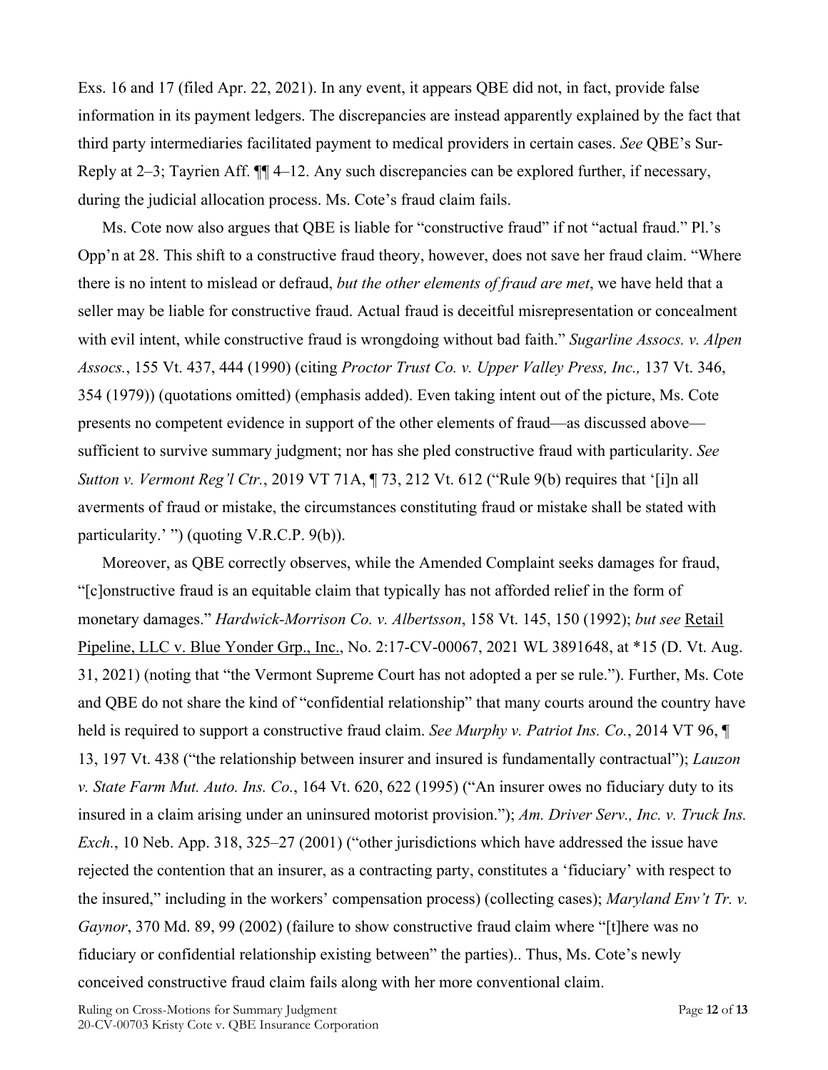Exs. 16 and 17 (filed Apr. 22, 2021). In any event, it appears QBE did not, in fact, provide false information in its payment ledgers. The discrepancies are instead apparently explained by the fact that third party intermediaries facilitated payment to medical providers in certain cases. *See* QBE's Sur-Reply at 2–3; Tayrien Aff. ¶¶ 4–12. Any such discrepancies can be explored further, if necessary, during the judicial allocation process. Ms. Cote's fraud claim fails.

Ms. Cote now also argues that QBE is liable for "constructive fraud" if not "actual fraud." Pl.'s Opp'n at 28. This shift to a constructive fraud theory, however, does not save her fraud claim. "Where there is no intent to mislead or defraud, *but the other elements of fraud are met*, we have held that a seller may be liable for constructive fraud. Actual fraud is deceitful misrepresentation or concealment with evil intent, while constructive fraud is wrongdoing without bad faith." *Sugarline Assocs. v. Alpen Assocs.*, 155 Vt. 437, 444 (1990) (citing *Proctor Trust Co. v. Upper Valley Press, Inc.,* 137 Vt. 346, 354 (1979)) (quotations omitted) (emphasis added). Even taking intent out of the picture, Ms. Cote presents no competent evidence in support of the other elements of fraud—as discussed above—sufficient to survive summary judgment; nor has she pled constructive fraud with particularity. *See Sutton v. Vermont Reg'l Ctr.*, 2019 VT 71A, ¶ 73, 212 Vt. 612 ("Rule 9(b) requires that '[i]n all averments of fraud or mistake, the circumstances constituting fraud or mistake shall be stated with particularity.' ") (quoting V.R.C.P. 9(b)).

Moreover, as QBE correctly observes, while the Amended Complaint seeks damages for fraud, "[c]onstructive fraud is an equitable claim that typically has not afforded relief in the form of monetary damages." *Hardwick-Morrison Co. v. Albertsson*, 158 Vt. 145, 150 (1992); *but see* Retail Pipeline, LLC v. Blue Yonder Grp., Inc., No. 2:17-CV-00067, 2021 WL 3891648, at *15 (D. Vt. Aug. 31, 2021) (noting that "the Vermont Supreme Court has not adopted a per se rule."). Further, Ms. Cote and QBE do not share the kind of "confidential relationship" that many courts around the country have held is required to support a constructive fraud claim. *See Murphy v. Patriot Ins. Co.*, 2014 VT 96, ¶ 13, 197 Vt. 438 ("the relationship between insurer and insured is fundamentally contractual"); *Lauzon v. State Farm Mut. Auto. Ins. Co.*, 164 Vt. 620, 622 (1995) ("An insurer owes no fiduciary duty to its insured in a claim arising under an uninsured motorist provision."); *Am. Driver Serv., Inc. v. Truck Ins. Exch.*, 10 Neb. App. 318, 325–27 (2001) ("other jurisdictions which have addressed the issue have rejected the contention that an insurer, as a contracting party, constitutes a 'fiduciary' with respect to the insured," including in the workers' compensation process) (collecting cases); *Maryland Env't Tr. v. Gaynor*, 370 Md. 89, 99 (2002) (failure to show constructive fraud claim where "[t]here was no fiduciary or confidential relationship existing between" the parties).. Thus, Ms. Cote's newly conceived constructive fraud claim fails along with her more conventional claim.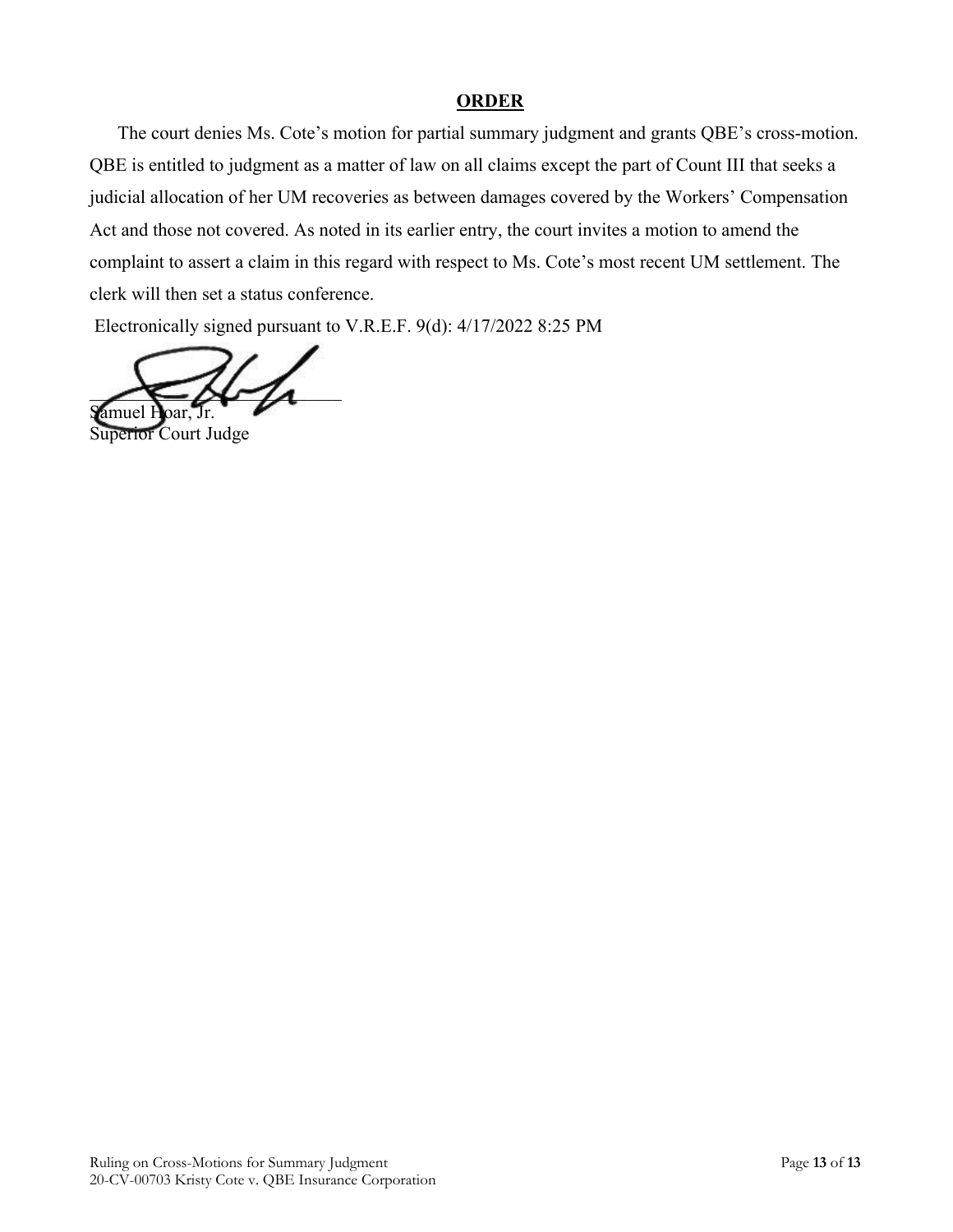## ORDER

The court denies Ms. Cote's motion for partial summary judgment and grants QBE's cross-motion. QBE is entitled to judgment as a matter of law on all claims except the part of Count III that seeks a judicial allocation of her UM recoveries as between damages covered by the Workers' Compensation Act and those not covered. As noted in its earlier entry, the court invites a motion to amend the complaint to assert a claim in this regard with respect to Ms. Cote's most recent UM settlement. The clerk will then set a status conference.

Electronically signed pursuant to V.R.E.F. 9(d): 4/17/2022 8:25 PM

Samuel Hoar, Jr.
Superior Court Judge